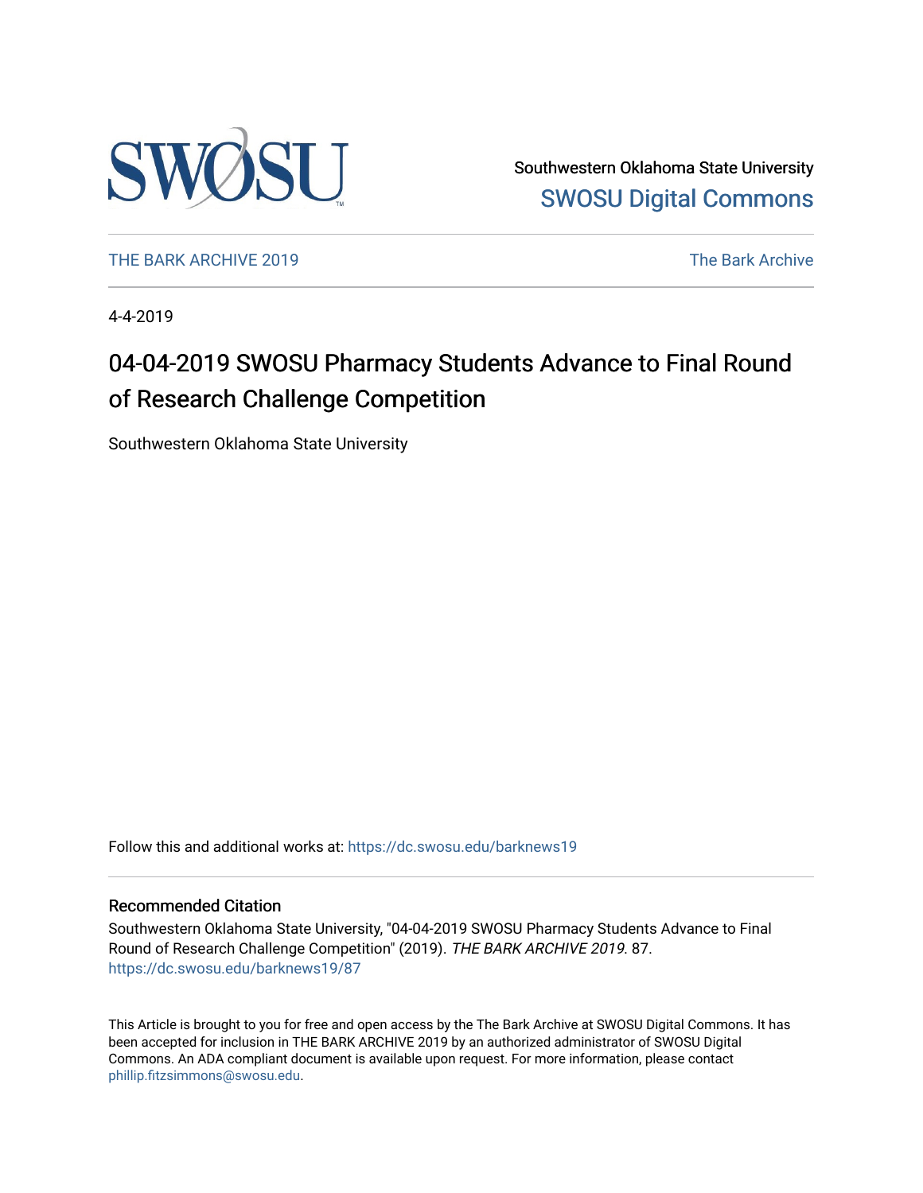Southwestern Oklahoma State University

SWOSU Digital Commons

THE BARK ARCHIVE 2019

The Bark Archive

4-4-2019

# 04-04-2019 SWOSU Pharmacy Students Advance to Final Round of Research Challenge Competition

Southwestern Oklahoma State University

Follow this and additional works at: https://dc.swosu.edu/barknews19

## Recommended Citation

Southwestern Oklahoma State University, "04-04-2019 SWOSU Pharmacy Students Advance to Final Round of Research Challenge Competition" (2019). *THE BARK ARCHIVE 2019*. 87.
https://dc.swosu.edu/barknews19/87

This Article is brought to you for free and open access by the The Bark Archive at SWOSU Digital Commons. It has been accepted for inclusion in THE BARK ARCHIVE 2019 by an authorized administrator of SWOSU Digital Commons. An ADA compliant document is available upon request. For more information, please contact phillip.fitzsimmons@swosu.edu.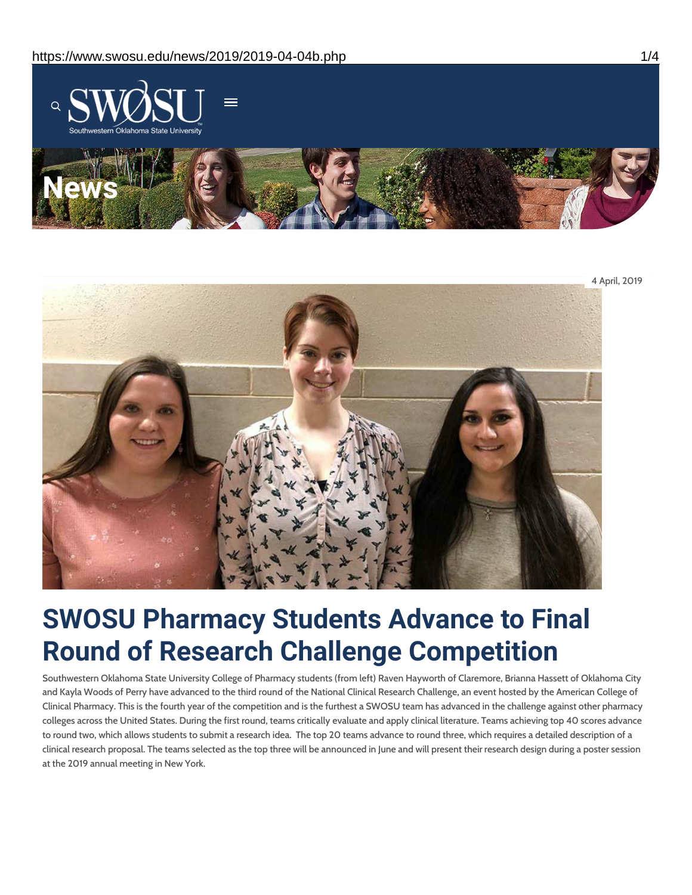4 April, 2019

# SWOSU Pharmacy Students Advance to Final Round of Research Challenge Competition

Southwestern Oklahoma State University College of Pharmacy students (from left) Raven Hayworth of Claremore, Brianna Hassett of Oklahoma City and Kayla Woods of Perry have advanced to the third round of the National Clinical Research Challenge, an event hosted by the American College of Clinical Pharmacy. This is the fourth year of the competition and is the furthest a SWOSU team has advanced in the challenge against other pharmacy colleges across the United States. During the first round, teams critically evaluate and apply clinical literature. Teams achieving top 40 scores advance to round two, which allows students to submit a research idea. The top 20 teams advance to round three, which requires a detailed description of a clinical research proposal. The teams selected as the top three will be announced in June and will present their research design during a poster session at the 2019 annual meeting in New York.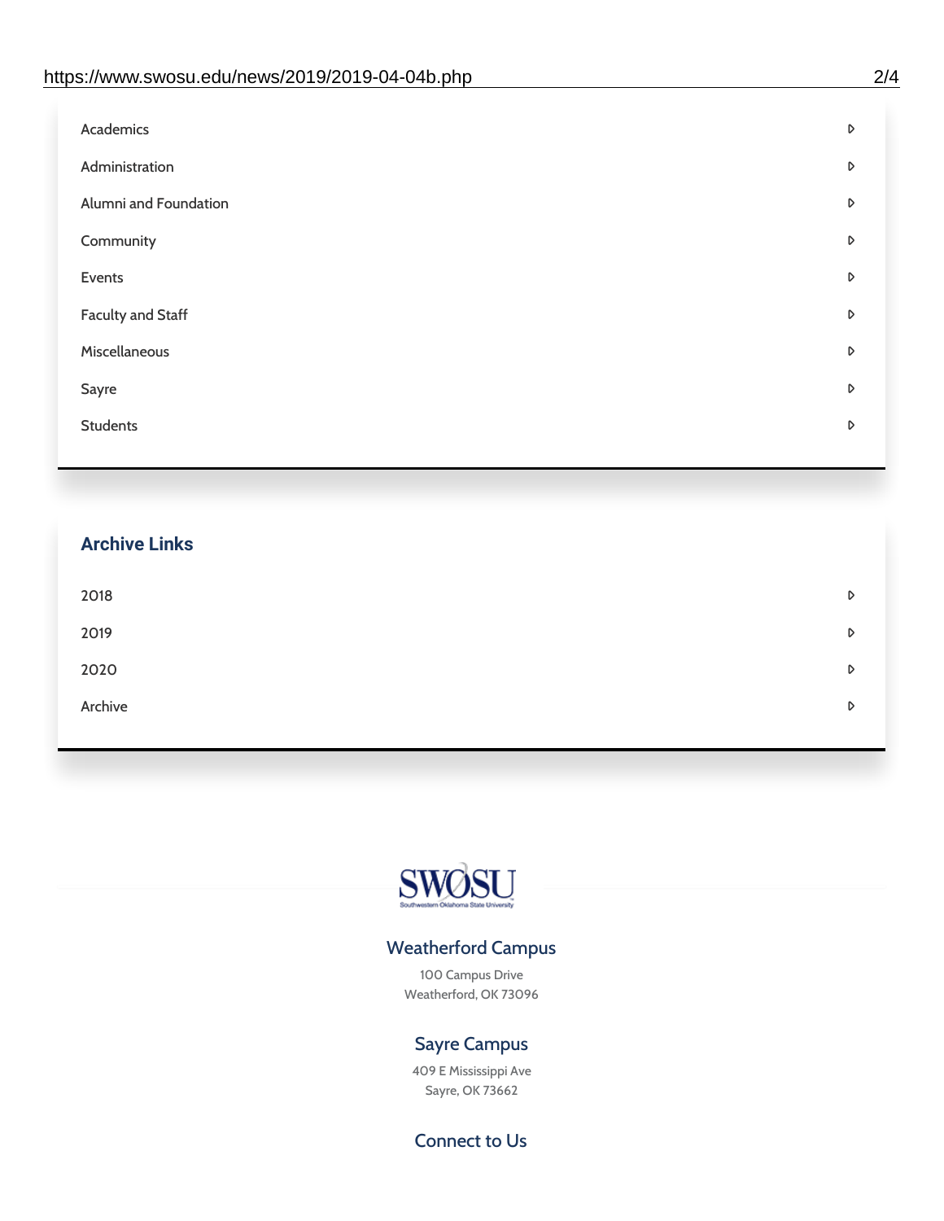- Academics
- Administration
- Alumni and Foundation
- Community
- Events
- Faculty and Staff
- Miscellaneous
- Sayre
- Students

## Archive Links

- 2018
- 2019
- 2020
- Archive

SWOSU

Southwestern Oklahoma State University

### Weatherford Campus

100 Campus Drive
Weatherford, OK 73096

### Sayre Campus

409 E Mississippi Ave
Sayre, OK 73662

### Connect to Us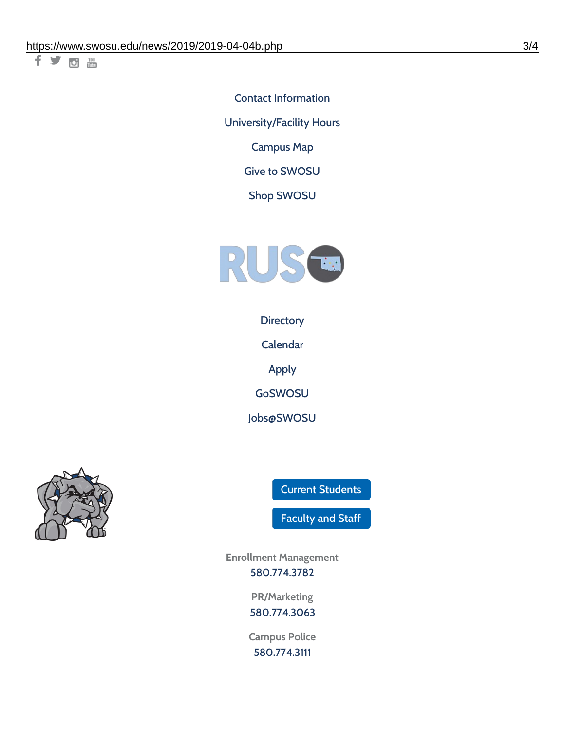Contact Information

University/Facility Hours

Campus Map

Give to SWOSU

Shop SWOSU

Directory

Calendar

Apply

GoSWOSU

Jobs@SWOSU

Current Students

Faculty and Staff

Enrollment Management
580.774.3782

PR/Marketing
580.774.3063

Campus Police
580.774.3111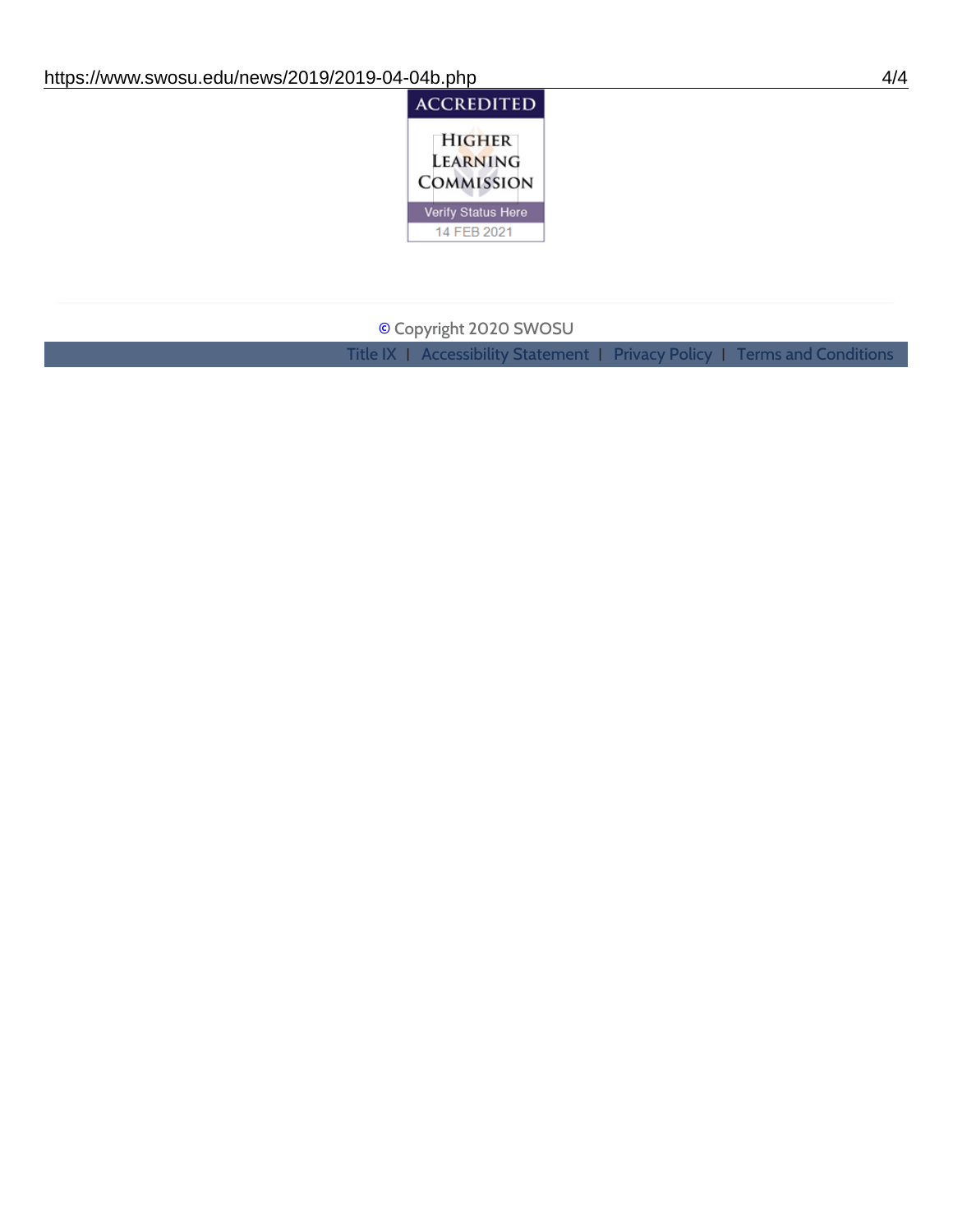ACCREDITED

HIGHER LEARNING COMMISSION

Verify Status Here

14 FEB 2021

© Copyright 2020 SWOSU

Title IX | Accessibility Statement | Privacy Policy | Terms and Conditions